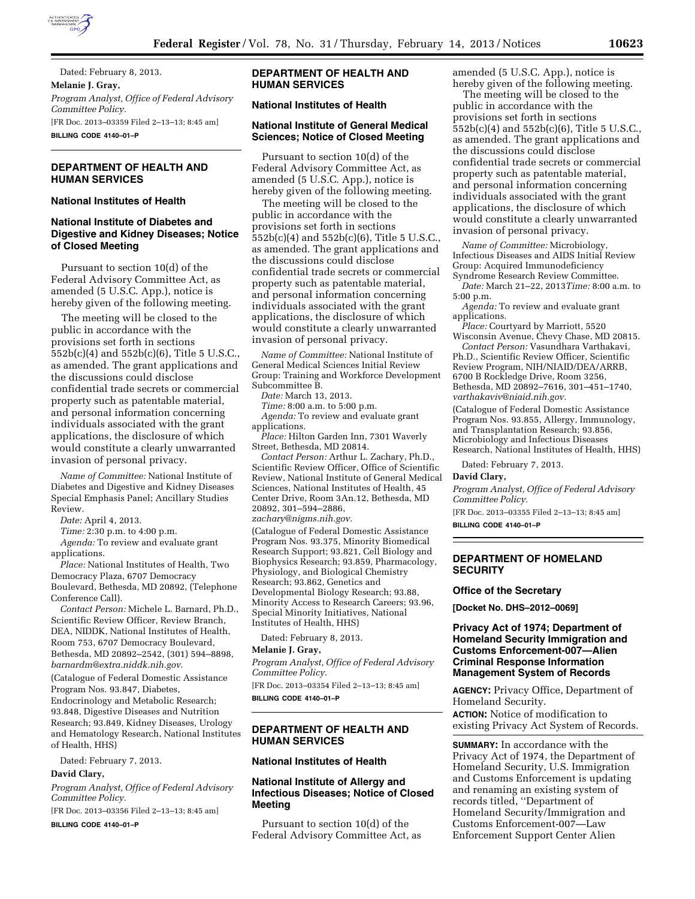Dated: February 8, 2013.

**Melanie J. Gray,**

*Program Analyst, Office of Federal Advisory Committee Policy.*

[FR Doc. 2013–03359 Filed 2–13–13; 8:45 am]

**BILLING CODE 4140–01–P**

## DEPARTMENT OF HEALTH AND HUMAN SERVICES

### National Institutes of Health

### National Institute of Diabetes and Digestive and Kidney Diseases; Notice of Closed Meeting

Pursuant to section 10(d) of the Federal Advisory Committee Act, as amended (5 U.S.C. App.), notice is hereby given of the following meeting.

The meeting will be closed to the public in accordance with the provisions set forth in sections 552b(c)(4) and 552b(c)(6), Title 5 U.S.C., as amended. The grant applications and the discussions could disclose confidential trade secrets or commercial property such as patentable material, and personal information concerning individuals associated with the grant applications, the disclosure of which would constitute a clearly unwarranted invasion of personal privacy.

*Name of Committee:* National Institute of Diabetes and Digestive and Kidney Diseases Special Emphasis Panel; Ancillary Studies Review.

*Date:* April 4, 2013.

*Time:* 2:30 p.m. to 4:00 p.m.

*Agenda:* To review and evaluate grant applications.

*Place:* National Institutes of Health, Two Democracy Plaza, 6707 Democracy Boulevard, Bethesda, MD 20892, (Telephone Conference Call).

*Contact Person:* Michele L. Barnard, Ph.D., Scientific Review Officer, Review Branch, DEA, NIDDK, National Institutes of Health, Room 753, 6707 Democracy Boulevard, Bethesda, MD 20892–2542, (301) 594–8898, *barnardm@extra.niddk.nih.gov*.

(Catalogue of Federal Domestic Assistance Program Nos. 93.847, Diabetes, Endocrinology and Metabolic Research; 93.848, Digestive Diseases and Nutrition Research; 93.849, Kidney Diseases, Urology and Hematology Research, National Institutes of Health, HHS)

Dated: February 7, 2013.

**David Clary,**

*Program Analyst, Office of Federal Advisory Committee Policy.*

[FR Doc. 2013–03356 Filed 2–13–13; 8:45 am]

**BILLING CODE 4140–01–P**

## DEPARTMENT OF HEALTH AND HUMAN SERVICES

### National Institutes of Health

### National Institute of General Medical Sciences; Notice of Closed Meeting

Pursuant to section 10(d) of the Federal Advisory Committee Act, as amended (5 U.S.C. App.), notice is hereby given of the following meeting.

The meeting will be closed to the public in accordance with the provisions set forth in sections 552b(c)(4) and 552b(c)(6), Title 5 U.S.C., as amended. The grant applications and the discussions could disclose confidential trade secrets or commercial property such as patentable material, and personal information concerning individuals associated with the grant applications, the disclosure of which would constitute a clearly unwarranted invasion of personal privacy.

*Name of Committee:* National Institute of General Medical Sciences Initial Review Group: Training and Workforce Development Subcommittee B.

*Date:* March 13, 2013.

*Time:* 8:00 a.m. to 5:00 p.m.

*Agenda:* To review and evaluate grant applications.

*Place:* Hilton Garden Inn, 7301 Waverly Street, Bethesda, MD 20814.

*Contact Person:* Arthur L. Zachary, Ph.D., Scientific Review Officer, Office of Scientific Review, National Institute of General Medical Sciences, National Institutes of Health, 45 Center Drive, Room 3An.12, Bethesda, MD 20892, 301–594–2886, *zachary@nigms.nih.gov*.

(Catalogue of Federal Domestic Assistance Program Nos. 93.375, Minority Biomedical Research Support; 93.821, Cell Biology and Biophysics Research; 93.859, Pharmacology, Physiology, and Biological Chemistry Research; 93.862, Genetics and Developmental Biology Research; 93.88, Minority Access to Research Careers; 93.96, Special Minority Initiatives, National Institutes of Health, HHS)

Dated: February 8, 2013.

**Melanie J. Gray,**

*Program Analyst, Office of Federal Advisory Committee Policy.*

[FR Doc. 2013–03354 Filed 2–13–13; 8:45 am]

**BILLING CODE 4140–01–P**

## DEPARTMENT OF HEALTH AND HUMAN SERVICES

### National Institutes of Health

### National Institute of Allergy and Infectious Diseases; Notice of Closed Meeting

Pursuant to section 10(d) of the Federal Advisory Committee Act, as amended (5 U.S.C. App.), notice is hereby given of the following meeting.

The meeting will be closed to the public in accordance with the provisions set forth in sections 552b(c)(4) and 552b(c)(6), Title 5 U.S.C., as amended. The grant applications and the discussions could disclose confidential trade secrets or commercial property such as patentable material, and personal information concerning individuals associated with the grant applications, the disclosure of which would constitute a clearly unwarranted invasion of personal privacy.

*Name of Committee:* Microbiology, Infectious Diseases and AIDS Initial Review Group: Acquired Immunodeficiency Syndrome Research Review Committee.

*Date:* March 21–22, 2013*Time:* 8:00 a.m. to 5:00 p.m.

*Agenda:* To review and evaluate grant applications.

*Place:* Courtyard by Marriott, 5520 Wisconsin Avenue, Chevy Chase, MD 20815.

*Contact Person:* Vasundhara Varthakavi, Ph.D., Scientific Review Officer, Scientific Review Program, NIH/NIAID/DEA/ARRB, 6700 B Rockledge Drive, Room 3256, Bethesda, MD 20892–7616, 301–451–1740, *varthakaviv@niaid.nih.gov.*

(Catalogue of Federal Domestic Assistance Program Nos. 93.855, Allergy, Immunology, and Transplantation Research; 93.856, Microbiology and Infectious Diseases Research, National Institutes of Health, HHS)

Dated: February 7, 2013.

**David Clary,**

*Program Analyst, Office of Federal Advisory Committee Policy.*

[FR Doc. 2013–03355 Filed 2–13–13; 8:45 am]

**BILLING CODE 4140–01–P**

## DEPARTMENT OF HOMELAND SECURITY

### Office of the Secretary

**[Docket No. DHS–2012–0069]**

### Privacy Act of 1974; Department of Homeland Security Immigration and Customs Enforcement-007—Alien Criminal Response Information Management System of Records

**AGENCY:** Privacy Office, Department of Homeland Security.

**ACTION:** Notice of modification to existing Privacy Act System of Records.

**SUMMARY:** In accordance with the Privacy Act of 1974, the Department of Homeland Security, U.S. Immigration and Customs Enforcement is updating and renaming an existing system of records titled, ''Department of Homeland Security/Immigration and Customs Enforcement-007—Law Enforcement Support Center Alien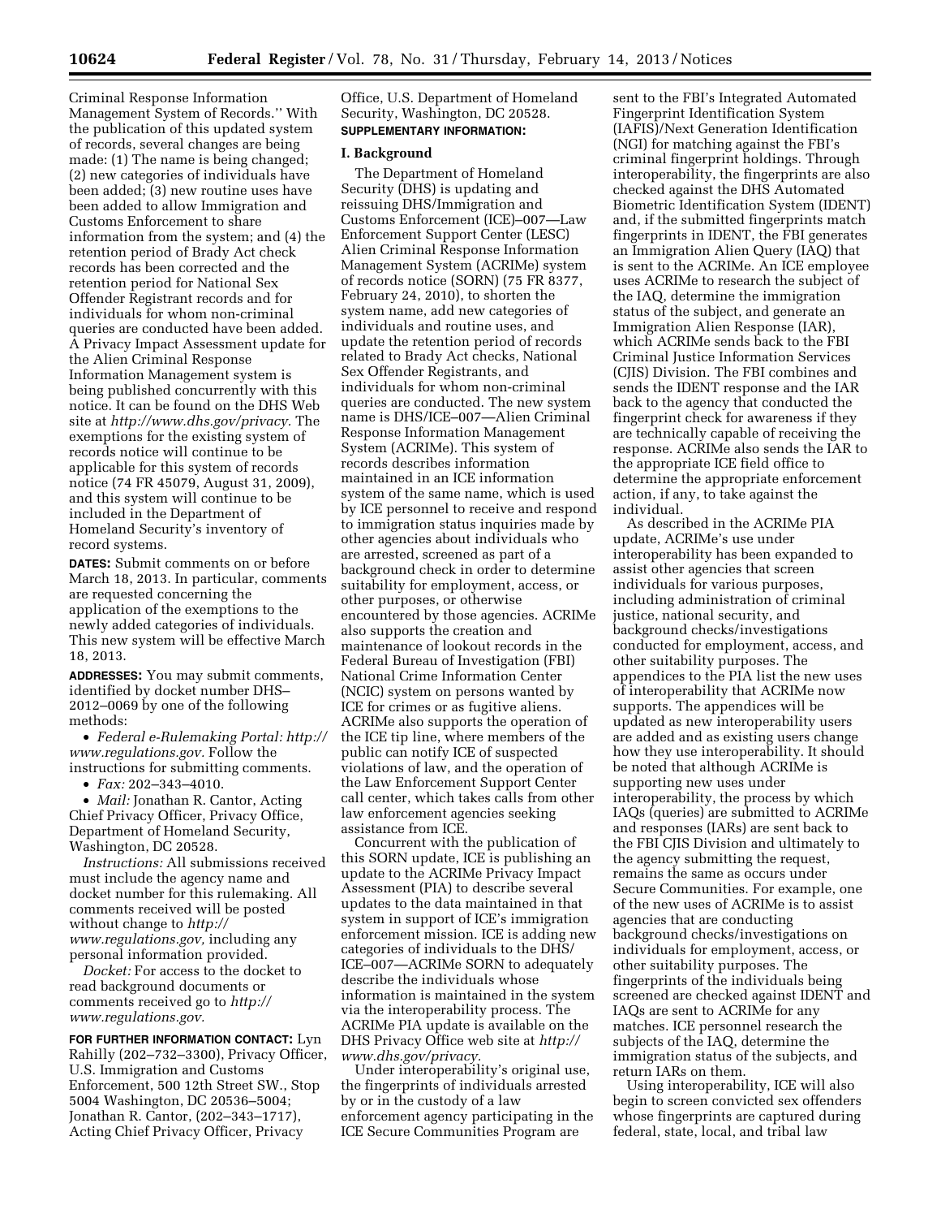Criminal Response Information Management System of Records.'' With the publication of this updated system of records, several changes are being made: (1) The name is being changed; (2) new categories of individuals have been added; (3) new routine uses have been added to allow Immigration and Customs Enforcement to share information from the system; and (4) the retention period of Brady Act check records has been corrected and the retention period for National Sex Offender Registrant records and for individuals for whom non-criminal queries are conducted have been added. A Privacy Impact Assessment update for the Alien Criminal Response Information Management system is being published concurrently with this notice. It can be found on the DHS Web site at *http://www.dhs.gov/privacy.* The exemptions for the existing system of records notice will continue to be applicable for this system of records notice (74 FR 45079, August 31, 2009), and this system will continue to be included in the Department of Homeland Security's inventory of record systems.

**DATES:** Submit comments on or before March 18, 2013. In particular, comments are requested concerning the application of the exemptions to the newly added categories of individuals. This new system will be effective March 18, 2013.

**ADDRESSES:** You may submit comments, identified by docket number DHS–2012–0069 by one of the following methods:

- *Federal e-Rulemaking Portal: http://www.regulations.gov.* Follow the instructions for submitting comments.
- *Fax:* 202–343–4010.
- *Mail:* Jonathan R. Cantor, Acting Chief Privacy Officer, Privacy Office, Department of Homeland Security, Washington, DC 20528.

*Instructions:* All submissions received must include the agency name and docket number for this rulemaking. All comments received will be posted without change to *http://www.regulations.gov,* including any personal information provided.

*Docket:* For access to the docket to read background documents or comments received go to *http://www.regulations.gov.*

**FOR FURTHER INFORMATION CONTACT:** Lyn Rahilly (202–732–3300), Privacy Officer, U.S. Immigration and Customs Enforcement, 500 12th Street SW., Stop 5004 Washington, DC 20536–5004; Jonathan R. Cantor, (202–343–1717), Acting Chief Privacy Officer, Privacy Office, U.S. Department of Homeland Security, Washington, DC 20528.

**SUPPLEMENTARY INFORMATION:**

## I. Background

The Department of Homeland Security (DHS) is updating and reissuing DHS/Immigration and Customs Enforcement (ICE)–007—Law Enforcement Support Center (LESC) Alien Criminal Response Information Management System (ACRIMe) system of records notice (SORN) (75 FR 8377, February 24, 2010), to shorten the system name, add new categories of individuals and routine uses, and update the retention period of records related to Brady Act checks, National Sex Offender Registrants, and individuals for whom non-criminal queries are conducted. The new system name is DHS/ICE–007—Alien Criminal Response Information Management System (ACRIMe). This system of records describes information maintained in an ICE information system of the same name, which is used by ICE personnel to receive and respond to immigration status inquiries made by other agencies about individuals who are arrested, screened as part of a background check in order to determine suitability for employment, access, or other purposes, or otherwise encountered by those agencies. ACRIMe also supports the creation and maintenance of lookout records in the Federal Bureau of Investigation (FBI) National Crime Information Center (NCIC) system on persons wanted by ICE for crimes or as fugitive aliens. ACRIMe also supports the operation of the ICE tip line, where members of the public can notify ICE of suspected violations of law, and the operation of the Law Enforcement Support Center call center, which takes calls from other law enforcement agencies seeking assistance from ICE.

Concurrent with the publication of this SORN update, ICE is publishing an update to the ACRIMe Privacy Impact Assessment (PIA) to describe several updates to the data maintained in that system in support of ICE's immigration enforcement mission. ICE is adding new categories of individuals to the DHS/ICE–007—ACRIMe SORN to adequately describe the individuals whose information is maintained in the system via the interoperability process. The ACRIMe PIA update is available on the DHS Privacy Office web site at *http://www.dhs.gov/privacy.*

Under interoperability's original use, the fingerprints of individuals arrested by or in the custody of a law enforcement agency participating in the ICE Secure Communities Program are sent to the FBI's Integrated Automated Fingerprint Identification System (IAFIS)/Next Generation Identification (NGI) for matching against the FBI's criminal fingerprint holdings. Through interoperability, the fingerprints are also checked against the DHS Automated Biometric Identification System (IDENT) and, if the submitted fingerprints match fingerprints in IDENT, the FBI generates an Immigration Alien Query (IAQ) that is sent to the ACRIMe. An ICE employee uses ACRIMe to research the subject of the IAQ, determine the immigration status of the subject, and generate an Immigration Alien Response (IAR), which ACRIMe sends back to the FBI Criminal Justice Information Services (CJIS) Division. The FBI combines and sends the IDENT response and the IAR back to the agency that conducted the fingerprint check for awareness if they are technically capable of receiving the response. ACRIMe also sends the IAR to the appropriate ICE field office to determine the appropriate enforcement action, if any, to take against the individual.

As described in the ACRIMe PIA update, ACRIMe's use under interoperability has been expanded to assist other agencies that screen individuals for various purposes, including administration of criminal justice, national security, and background checks/investigations conducted for employment, access, and other suitability purposes. The appendices to the PIA list the new uses of interoperability that ACRIMe now supports. The appendices will be updated as new interoperability users are added and as existing users change how they use interoperability. It should be noted that although ACRIMe is supporting new uses under interoperability, the process by which IAQs (queries) are submitted to ACRIMe and responses (IARs) are sent back to the FBI CJIS Division and ultimately to the agency submitting the request, remains the same as occurs under Secure Communities. For example, one of the new uses of ACRIMe is to assist agencies that are conducting background checks/investigations on individuals for employment, access, or other suitability purposes. The fingerprints of the individuals being screened are checked against IDENT and IAQs are sent to ACRIMe for any matches. ICE personnel research the subjects of the IAQ, determine the immigration status of the subjects, and return IARs on them.

Using interoperability, ICE will also begin to screen convicted sex offenders whose fingerprints are captured during federal, state, local, and tribal law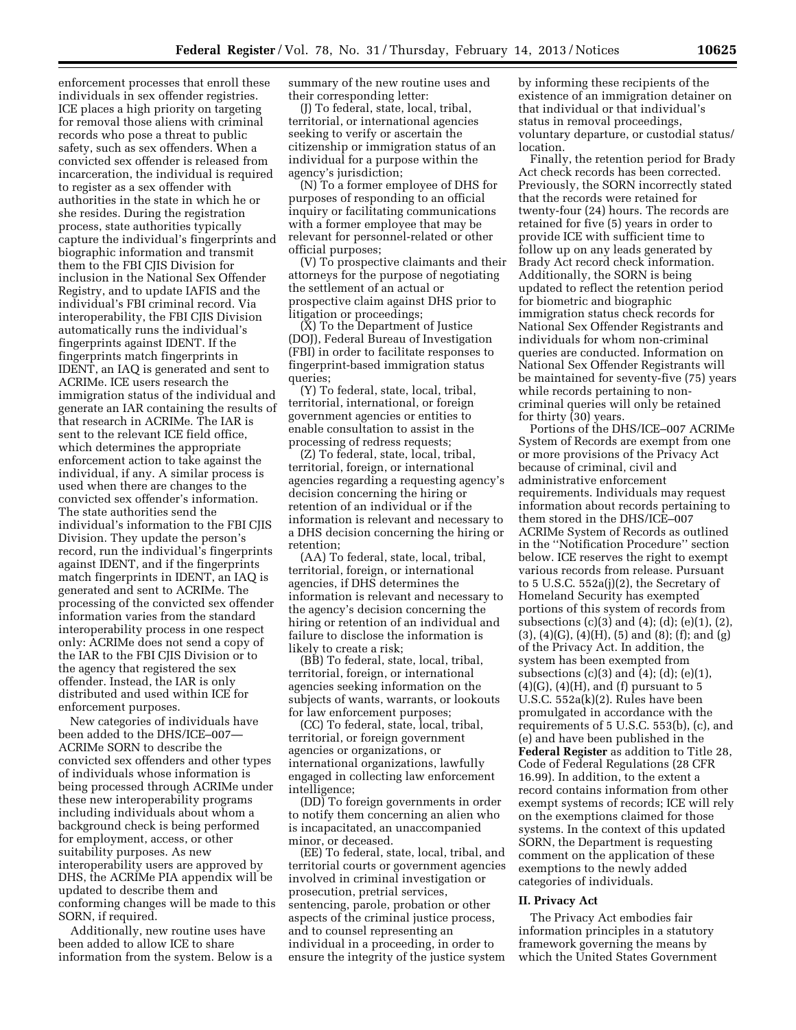enforcement processes that enroll these individuals in sex offender registries. ICE places a high priority on targeting for removal those aliens with criminal records who pose a threat to public safety, such as sex offenders. When a convicted sex offender is released from incarceration, the individual is required to register as a sex offender with authorities in the state in which he or she resides. During the registration process, state authorities typically capture the individual's fingerprints and biographic information and transmit them to the FBI CJIS Division for inclusion in the National Sex Offender Registry, and to update IAFIS and the individual's FBI criminal record. Via interoperability, the FBI CJIS Division automatically runs the individual's fingerprints against IDENT. If the fingerprints match fingerprints in IDENT, an IAQ is generated and sent to ACRIMe. ICE users research the immigration status of the individual and generate an IAR containing the results of that research in ACRIMe. The IAR is sent to the relevant ICE field office, which determines the appropriate enforcement action to take against the individual, if any. A similar process is used when there are changes to the convicted sex offender's information. The state authorities send the individual's information to the FBI CJIS Division. They update the person's record, run the individual's fingerprints against IDENT, and if the fingerprints match fingerprints in IDENT, an IAQ is generated and sent to ACRIMe. The processing of the convicted sex offender information varies from the standard interoperability process in one respect only: ACRIMe does not send a copy of the IAR to the FBI CJIS Division or to the agency that registered the sex offender. Instead, the IAR is only distributed and used within ICE for enforcement purposes.

New categories of individuals have been added to the DHS/ICE–007—ACRIMe SORN to describe the convicted sex offenders and other types of individuals whose information is being processed through ACRIMe under these new interoperability programs including individuals about whom a background check is being performed for employment, access, or other suitability purposes. As new interoperability users are approved by DHS, the ACRIMe PIA appendix will be updated to describe them and conforming changes will be made to this SORN, if required.

Additionally, new routine uses have been added to allow ICE to share information from the system. Below is a summary of the new routine uses and their corresponding letter:

(J) To federal, state, local, tribal, territorial, or international agencies seeking to verify or ascertain the citizenship or immigration status of an individual for a purpose within the agency's jurisdiction;

(N) To a former employee of DHS for purposes of responding to an official inquiry or facilitating communications with a former employee that may be relevant for personnel-related or other official purposes;

(V) To prospective claimants and their attorneys for the purpose of negotiating the settlement of an actual or prospective claim against DHS prior to litigation or proceedings;

(X) To the Department of Justice (DOJ), Federal Bureau of Investigation (FBI) in order to facilitate responses to fingerprint-based immigration status queries;

(Y) To federal, state, local, tribal, territorial, international, or foreign government agencies or entities to enable consultation to assist in the processing of redress requests;

(Z) To federal, state, local, tribal, territorial, foreign, or international agencies regarding a requesting agency's decision concerning the hiring or retention of an individual or if the information is relevant and necessary to a DHS decision concerning the hiring or retention;

(AA) To federal, state, local, tribal, territorial, foreign, or international agencies, if DHS determines the information is relevant and necessary to the agency's decision concerning the hiring or retention of an individual and failure to disclose the information is likely to create a risk;

(BB) To federal, state, local, tribal, territorial, foreign, or international agencies seeking information on the subjects of wants, warrants, or lookouts for law enforcement purposes;

(CC) To federal, state, local, tribal, territorial, or foreign government agencies or organizations, or international organizations, lawfully engaged in collecting law enforcement intelligence;

(DD) To foreign governments in order to notify them concerning an alien who is incapacitated, an unaccompanied minor, or deceased.

(EE) To federal, state, local, tribal, and territorial courts or government agencies involved in criminal investigation or prosecution, pretrial services, sentencing, parole, probation or other aspects of the criminal justice process, and to counsel representing an individual in a proceeding, in order to ensure the integrity of the justice system by informing these recipients of the existence of an immigration detainer on that individual or that individual's status in removal proceedings, voluntary departure, or custodial status/location.

Finally, the retention period for Brady Act check records has been corrected. Previously, the SORN incorrectly stated that the records were retained for twenty-four (24) hours. The records are retained for five (5) years in order to provide ICE with sufficient time to follow up on any leads generated by Brady Act record check information. Additionally, the SORN is being updated to reflect the retention period for biometric and biographic immigration status check records for National Sex Offender Registrants and individuals for whom non-criminal queries are conducted. Information on National Sex Offender Registrants will be maintained for seventy-five (75) years while records pertaining to non-criminal queries will only be retained for thirty (30) years.

Portions of the DHS/ICE–007 ACRIMe System of Records are exempt from one or more provisions of the Privacy Act because of criminal, civil and administrative enforcement requirements. Individuals may request information about records pertaining to them stored in the DHS/ICE–007 ACRIMe System of Records as outlined in the ''Notification Procedure'' section below. ICE reserves the right to exempt various records from release. Pursuant to 5 U.S.C. 552a(j)(2), the Secretary of Homeland Security has exempted portions of this system of records from subsections (c)(3) and (4); (d); (e)(1), (2), (3), (4)(G), (4)(H), (5) and (8); (f); and (g) of the Privacy Act. In addition, the system has been exempted from subsections (c)(3) and (4); (d); (e)(1), (4)(G), (4)(H), and (f) pursuant to 5 U.S.C. 552a(k)(2). Rules have been promulgated in accordance with the requirements of 5 U.S.C. 553(b), (c), and (e) and have been published in the **Federal Register** as addition to Title 28, Code of Federal Regulations (28 CFR 16.99). In addition, to the extent a record contains information from other exempt systems of records; ICE will rely on the exemptions claimed for those systems. In the context of this updated SORN, the Department is requesting comment on the application of these exemptions to the newly added categories of individuals.

## II. Privacy Act

The Privacy Act embodies fair information principles in a statutory framework governing the means by which the United States Government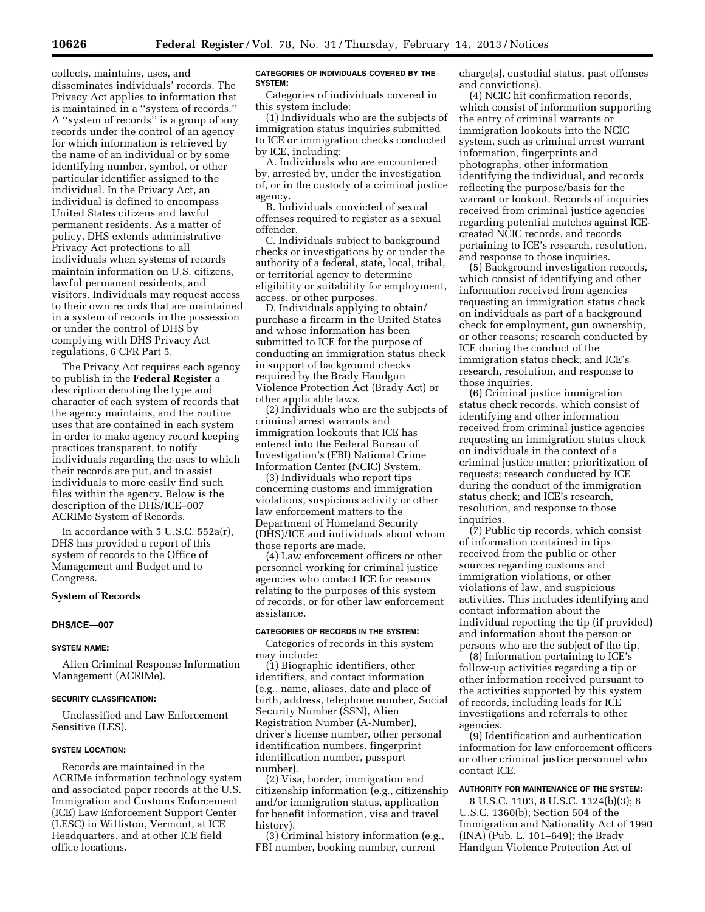collects, maintains, uses, and disseminates individuals' records. The Privacy Act applies to information that is maintained in a ''system of records.'' A ''system of records'' is a group of any records under the control of an agency for which information is retrieved by the name of an individual or by some identifying number, symbol, or other particular identifier assigned to the individual. In the Privacy Act, an individual is defined to encompass United States citizens and lawful permanent residents. As a matter of policy, DHS extends administrative Privacy Act protections to all individuals when systems of records maintain information on U.S. citizens, lawful permanent residents, and visitors. Individuals may request access to their own records that are maintained in a system of records in the possession or under the control of DHS by complying with DHS Privacy Act regulations, 6 CFR Part 5.

The Privacy Act requires each agency to publish in the **Federal Register** a description denoting the type and character of each system of records that the agency maintains, and the routine uses that are contained in each system in order to make agency record keeping practices transparent, to notify individuals regarding the uses to which their records are put, and to assist individuals to more easily find such files within the agency. Below is the description of the DHS/ICE–007 ACRIMe System of Records.

In accordance with 5 U.S.C. 552a(r), DHS has provided a report of this system of records to the Office of Management and Budget and to Congress.

## System of Records

### DHS/ICE—007

#### SYSTEM NAME:

Alien Criminal Response Information Management (ACRIMe).

#### SECURITY CLASSIFICATION:

Unclassified and Law Enforcement Sensitive (LES).

#### SYSTEM LOCATION:

Records are maintained in the ACRIMe information technology system and associated paper records at the U.S. Immigration and Customs Enforcement (ICE) Law Enforcement Support Center (LESC) in Williston, Vermont, at ICE Headquarters, and at other ICE field office locations.

#### CATEGORIES OF INDIVIDUALS COVERED BY THE SYSTEM:

Categories of individuals covered in this system include:

(1) Individuals who are the subjects of immigration status inquiries submitted to ICE or immigration checks conducted by ICE, including:

A. Individuals who are encountered by, arrested by, under the investigation of, or in the custody of a criminal justice agency.

B. Individuals convicted of sexual offenses required to register as a sexual offender.

C. Individuals subject to background checks or investigations by or under the authority of a federal, state, local, tribal, or territorial agency to determine eligibility or suitability for employment, access, or other purposes.

D. Individuals applying to obtain/purchase a firearm in the United States and whose information has been submitted to ICE for the purpose of conducting an immigration status check in support of background checks required by the Brady Handgun Violence Protection Act (Brady Act) or other applicable laws.

(2) Individuals who are the subjects of criminal arrest warrants and immigration lookouts that ICE has entered into the Federal Bureau of Investigation's (FBI) National Crime Information Center (NCIC) System.

(3) Individuals who report tips concerning customs and immigration violations, suspicious activity or other law enforcement matters to the Department of Homeland Security (DHS)/ICE and individuals about whom those reports are made.

(4) Law enforcement officers or other personnel working for criminal justice agencies who contact ICE for reasons relating to the purposes of this system of records, or for other law enforcement assistance.

#### CATEGORIES OF RECORDS IN THE SYSTEM:

Categories of records in this system may include:

(1) Biographic identifiers, other identifiers, and contact information (e.g., name, aliases, date and place of birth, address, telephone number, Social Security Number (SSN), Alien Registration Number (A-Number), driver's license number, other personal identification numbers, fingerprint identification number, passport number).

(2) Visa, border, immigration and citizenship information (e.g., citizenship and/or immigration status, application for benefit information, visa and travel history).

(3) Criminal history information (e.g., FBI number, booking number, current charge[s], custodial status, past offenses and convictions).

(4) NCIC hit confirmation records, which consist of information supporting the entry of criminal warrants or immigration lookouts into the NCIC system, such as criminal arrest warrant information, fingerprints and photographs, other information identifying the individual, and records reflecting the purpose/basis for the warrant or lookout. Records of inquiries received from criminal justice agencies regarding potential matches against ICE-created NCIC records, and records pertaining to ICE's research, resolution, and response to those inquiries.

(5) Background investigation records, which consist of identifying and other information received from agencies requesting an immigration status check on individuals as part of a background check for employment, gun ownership, or other reasons; research conducted by ICE during the conduct of the immigration status check; and ICE's research, resolution, and response to those inquiries.

(6) Criminal justice immigration status check records, which consist of identifying and other information received from criminal justice agencies requesting an immigration status check on individuals in the context of a criminal justice matter; prioritization of requests; research conducted by ICE during the conduct of the immigration status check; and ICE's research, resolution, and response to those inquiries.

(7) Public tip records, which consist of information contained in tips received from the public or other sources regarding customs and immigration violations, or other violations of law, and suspicious activities. This includes identifying and contact information about the individual reporting the tip (if provided) and information about the person or persons who are the subject of the tip.

(8) Information pertaining to ICE's follow-up activities regarding a tip or other information received pursuant to the activities supported by this system of records, including leads for ICE investigations and referrals to other agencies.

(9) Identification and authentication information for law enforcement officers or other criminal justice personnel who contact ICE.

#### AUTHORITY FOR MAINTENANCE OF THE SYSTEM:

8 U.S.C. 1103, 8 U.S.C. 1324(b)(3); 8 U.S.C. 1360(b); Section 504 of the Immigration and Nationality Act of 1990 (INA) (Pub. L. 101–649); the Brady Handgun Violence Protection Act of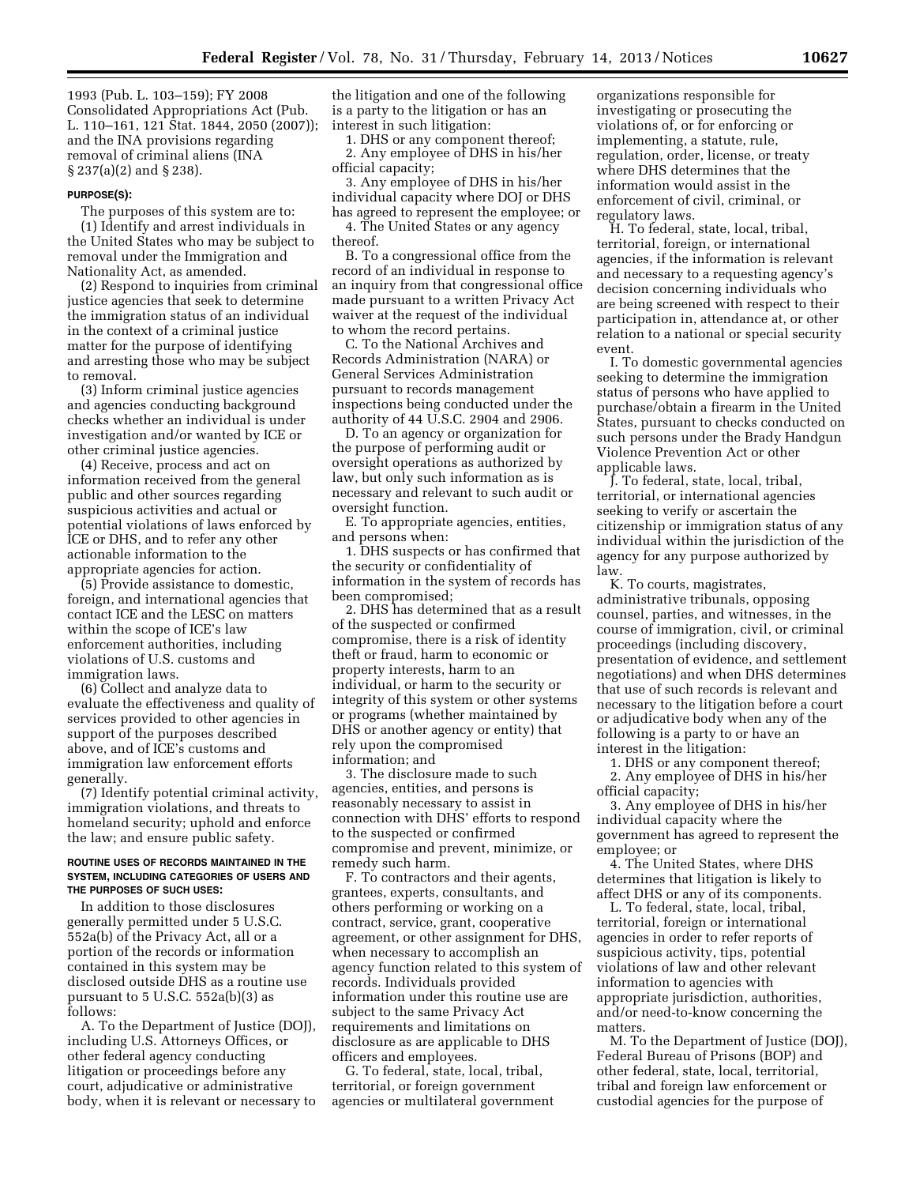1993 (Pub. L. 103–159); FY 2008 Consolidated Appropriations Act (Pub. L. 110–161, 121 Stat. 1844, 2050 (2007)); and the INA provisions regarding removal of criminal aliens (INA § 237(a)(2) and § 238).

#### PURPOSE(S):

The purposes of this system are to:

(1) Identify and arrest individuals in the United States who may be subject to removal under the Immigration and Nationality Act, as amended.

(2) Respond to inquiries from criminal justice agencies that seek to determine the immigration status of an individual in the context of a criminal justice matter for the purpose of identifying and arresting those who may be subject to removal.

(3) Inform criminal justice agencies and agencies conducting background checks whether an individual is under investigation and/or wanted by ICE or other criminal justice agencies.

(4) Receive, process and act on information received from the general public and other sources regarding suspicious activities and actual or potential violations of laws enforced by ICE or DHS, and to refer any other actionable information to the appropriate agencies for action.

(5) Provide assistance to domestic, foreign, and international agencies that contact ICE and the LESC on matters within the scope of ICE's law enforcement authorities, including violations of U.S. customs and immigration laws.

(6) Collect and analyze data to evaluate the effectiveness and quality of services provided to other agencies in support of the purposes described above, and of ICE's customs and immigration law enforcement efforts generally.

(7) Identify potential criminal activity, immigration violations, and threats to homeland security; uphold and enforce the law; and ensure public safety.

#### ROUTINE USES OF RECORDS MAINTAINED IN THE SYSTEM, INCLUDING CATEGORIES OF USERS AND THE PURPOSES OF SUCH USES:

In addition to those disclosures generally permitted under 5 U.S.C. 552a(b) of the Privacy Act, all or a portion of the records or information contained in this system may be disclosed outside DHS as a routine use pursuant to 5 U.S.C. 552a(b)(3) as follows:

A. To the Department of Justice (DOJ), including U.S. Attorneys Offices, or other federal agency conducting litigation or proceedings before any court, adjudicative or administrative body, when it is relevant or necessary to the litigation and one of the following is a party to the litigation or has an interest in such litigation:

1. DHS or any component thereof;
2. Any employee of DHS in his/her official capacity;
3. Any employee of DHS in his/her individual capacity where DOJ or DHS has agreed to represent the employee; or
4. The United States or any agency thereof.

B. To a congressional office from the record of an individual in response to an inquiry from that congressional office made pursuant to a written Privacy Act waiver at the request of the individual to whom the record pertains.

C. To the National Archives and Records Administration (NARA) or General Services Administration pursuant to records management inspections being conducted under the authority of 44 U.S.C. 2904 and 2906.

D. To an agency or organization for the purpose of performing audit or oversight operations as authorized by law, but only such information as is necessary and relevant to such audit or oversight function.

E. To appropriate agencies, entities, and persons when:

1. DHS suspects or has confirmed that the security or confidentiality of information in the system of records has been compromised;
2. DHS has determined that as a result of the suspected or confirmed compromise, there is a risk of identity theft or fraud, harm to economic or property interests, harm to an individual, or harm to the security or integrity of this system or other systems or programs (whether maintained by DHS or another agency or entity) that rely upon the compromised information; and
3. The disclosure made to such agencies, entities, and persons is reasonably necessary to assist in connection with DHS' efforts to respond to the suspected or confirmed compromise and prevent, minimize, or remedy such harm.

F. To contractors and their agents, grantees, experts, consultants, and others performing or working on a contract, service, grant, cooperative agreement, or other assignment for DHS, when necessary to accomplish an agency function related to this system of records. Individuals provided information under this routine use are subject to the same Privacy Act requirements and limitations on disclosure as are applicable to DHS officers and employees.

G. To federal, state, local, tribal, territorial, or foreign government agencies or multilateral government organizations responsible for investigating or prosecuting the violations of, or for enforcing or implementing, a statute, rule, regulation, order, license, or treaty where DHS determines that the information would assist in the enforcement of civil, criminal, or regulatory laws.

H. To federal, state, local, tribal, territorial, foreign, or international agencies, if the information is relevant and necessary to a requesting agency's decision concerning individuals who are being screened with respect to their participation in, attendance at, or other relation to a national or special security event.

I. To domestic governmental agencies seeking to determine the immigration status of persons who have applied to purchase/obtain a firearm in the United States, pursuant to checks conducted on such persons under the Brady Handgun Violence Prevention Act or other applicable laws.

J. To federal, state, local, tribal, territorial, or international agencies seeking to verify or ascertain the citizenship or immigration status of any individual within the jurisdiction of the agency for any purpose authorized by law.

K. To courts, magistrates, administrative tribunals, opposing counsel, parties, and witnesses, in the course of immigration, civil, or criminal proceedings (including discovery, presentation of evidence, and settlement negotiations) and when DHS determines that use of such records is relevant and necessary to the litigation before a court or adjudicative body when any of the following is a party to or have an interest in the litigation:

1. DHS or any component thereof;
2. Any employee of DHS in his/her official capacity;
3. Any employee of DHS in his/her individual capacity where the government has agreed to represent the employee; or
4. The United States, where DHS determines that litigation is likely to affect DHS or any of its components.

L. To federal, state, local, tribal, territorial, foreign or international agencies in order to refer reports of suspicious activity, tips, potential violations of law and other relevant information to agencies with appropriate jurisdiction, authorities, and/or need-to-know concerning the matters.

M. To the Department of Justice (DOJ), Federal Bureau of Prisons (BOP) and other federal, state, local, territorial, tribal and foreign law enforcement or custodial agencies for the purpose of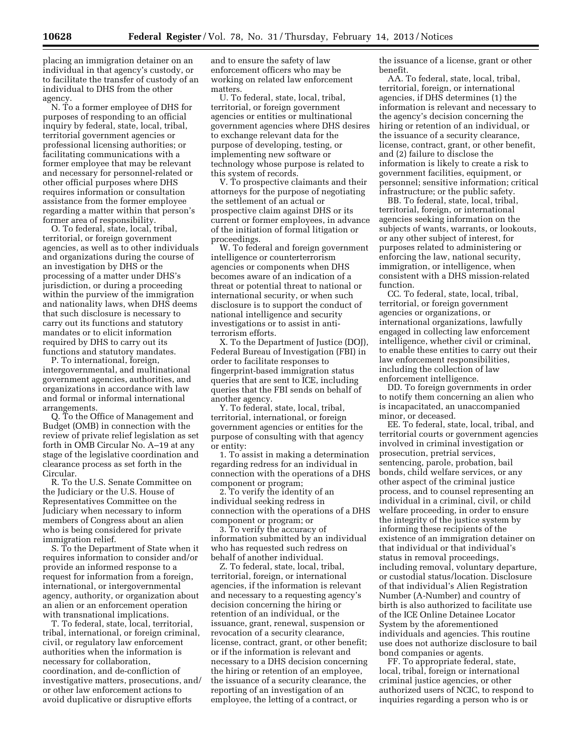placing an immigration detainer on an individual in that agency's custody, or to facilitate the transfer of custody of an individual to DHS from the other agency.

N. To a former employee of DHS for purposes of responding to an official inquiry by federal, state, local, tribal, territorial government agencies or professional licensing authorities; or facilitating communications with a former employee that may be relevant and necessary for personnel-related or other official purposes where DHS requires information or consultation assistance from the former employee regarding a matter within that person's former area of responsibility.

O. To federal, state, local, tribal, territorial, or foreign government agencies, as well as to other individuals and organizations during the course of an investigation by DHS or the processing of a matter under DHS's jurisdiction, or during a proceeding within the purview of the immigration and nationality laws, when DHS deems that such disclosure is necessary to carry out its functions and statutory mandates or to elicit information required by DHS to carry out its functions and statutory mandates.

P. To international, foreign, intergovernmental, and multinational government agencies, authorities, and organizations in accordance with law and formal or informal international arrangements.

Q. To the Office of Management and Budget (OMB) in connection with the review of private relief legislation as set forth in OMB Circular No. A–19 at any stage of the legislative coordination and clearance process as set forth in the Circular.

R. To the U.S. Senate Committee on the Judiciary or the U.S. House of Representatives Committee on the Judiciary when necessary to inform members of Congress about an alien who is being considered for private immigration relief.

S. To the Department of State when it requires information to consider and/or provide an informed response to a request for information from a foreign, international, or intergovernmental agency, authority, or organization about an alien or an enforcement operation with transnational implications.

T. To federal, state, local, territorial, tribal, international, or foreign criminal, civil, or regulatory law enforcement authorities when the information is necessary for collaboration, coordination, and de-confliction of investigative matters, prosecutions, and/or other law enforcement actions to avoid duplicative or disruptive efforts and to ensure the safety of law enforcement officers who may be working on related law enforcement matters.

U. To federal, state, local, tribal, territorial, or foreign government agencies or entities or multinational government agencies where DHS desires to exchange relevant data for the purpose of developing, testing, or implementing new software or technology whose purpose is related to this system of records.

V. To prospective claimants and their attorneys for the purpose of negotiating the settlement of an actual or prospective claim against DHS or its current or former employees, in advance of the initiation of formal litigation or proceedings.

W. To federal and foreign government intelligence or counterterrorism agencies or components when DHS becomes aware of an indication of a threat or potential threat to national or international security, or when such disclosure is to support the conduct of national intelligence and security investigations or to assist in anti-terrorism efforts.

X. To the Department of Justice (DOJ), Federal Bureau of Investigation (FBI) in order to facilitate responses to fingerprint-based immigration status queries that are sent to ICE, including queries that the FBI sends on behalf of another agency.

Y. To federal, state, local, tribal, territorial, international, or foreign government agencies or entities for the purpose of consulting with that agency or entity:

1. To assist in making a determination regarding redress for an individual in connection with the operations of a DHS component or program;

2. To verify the identity of an individual seeking redress in connection with the operations of a DHS component or program; or

3. To verify the accuracy of information submitted by an individual who has requested such redress on behalf of another individual.

Z. To federal, state, local, tribal, territorial, foreign, or international agencies, if the information is relevant and necessary to a requesting agency's decision concerning the hiring or retention of an individual, or the issuance, grant, renewal, suspension or revocation of a security clearance, license, contract, grant, or other benefit; or if the information is relevant and necessary to a DHS decision concerning the hiring or retention of an employee, the issuance of a security clearance, the reporting of an investigation of an employee, the letting of a contract, or the issuance of a license, grant or other benefit.

AA. To federal, state, local, tribal, territorial, foreign, or international agencies, if DHS determines (1) the information is relevant and necessary to the agency's decision concerning the hiring or retention of an individual, or the issuance of a security clearance, license, contract, grant, or other benefit, and (2) failure to disclose the information is likely to create a risk to government facilities, equipment, or personnel; sensitive information; critical infrastructure; or the public safety.

BB. To federal, state, local, tribal, territorial, foreign, or international agencies seeking information on the subjects of wants, warrants, or lookouts, or any other subject of interest, for purposes related to administering or enforcing the law, national security, immigration, or intelligence, when consistent with a DHS mission-related function.

CC. To federal, state, local, tribal, territorial, or foreign government agencies or organizations, or international organizations, lawfully engaged in collecting law enforcement intelligence, whether civil or criminal, to enable these entities to carry out their law enforcement responsibilities, including the collection of law enforcement intelligence.

DD. To foreign governments in order to notify them concerning an alien who is incapacitated, an unaccompanied minor, or deceased.

EE. To federal, state, local, tribal, and territorial courts or government agencies involved in criminal investigation or prosecution, pretrial services, sentencing, parole, probation, bail bonds, child welfare services, or any other aspect of the criminal justice process, and to counsel representing an individual in a criminal, civil, or child welfare proceeding, in order to ensure the integrity of the justice system by informing these recipients of the existence of an immigration detainer on that individual or that individual's status in removal proceedings, including removal, voluntary departure, or custodial status/location. Disclosure of that individual's Alien Registration Number (A-Number) and country of birth is also authorized to facilitate use of the ICE Online Detainee Locator System by the aforementioned individuals and agencies. This routine use does not authorize disclosure to bail bond companies or agents.

FF. To appropriate federal, state, local, tribal, foreign or international criminal justice agencies, or other authorized users of NCIC, to respond to inquiries regarding a person who is or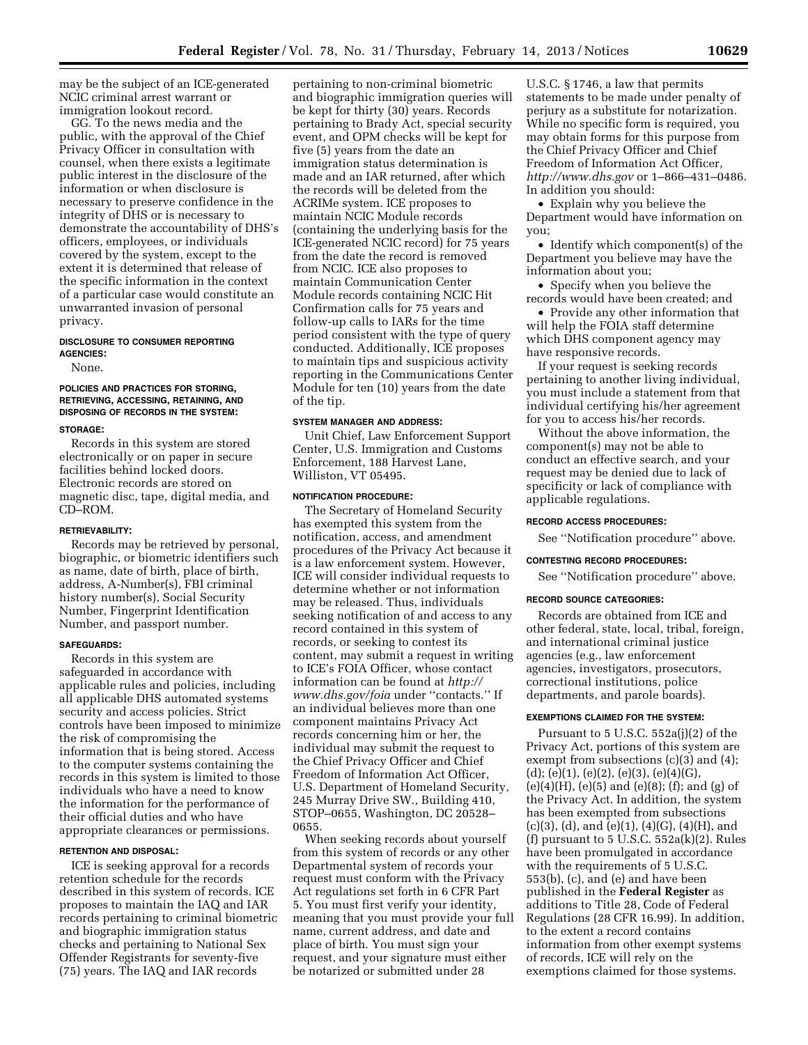may be the subject of an ICE-generated NCIC criminal arrest warrant or immigration lookout record.

GG. To the news media and the public, with the approval of the Chief Privacy Officer in consultation with counsel, when there exists a legitimate public interest in the disclosure of the information or when disclosure is necessary to preserve confidence in the integrity of DHS or is necessary to demonstrate the accountability of DHS's officers, employees, or individuals covered by the system, except to the extent it is determined that release of the specific information in the context of a particular case would constitute an unwarranted invasion of personal privacy.

#### DISCLOSURE TO CONSUMER REPORTING AGENCIES:

None.

#### POLICIES AND PRACTICES FOR STORING, RETRIEVING, ACCESSING, RETAINING, AND DISPOSING OF RECORDS IN THE SYSTEM:

#### STORAGE:

Records in this system are stored electronically or on paper in secure facilities behind locked doors. Electronic records are stored on magnetic disc, tape, digital media, and CD–ROM.

#### RETRIEVABILITY:

Records may be retrieved by personal, biographic, or biometric identifiers such as name, date of birth, place of birth, address, A-Number(s), FBI criminal history number(s), Social Security Number, Fingerprint Identification Number, and passport number.

#### SAFEGUARDS:

Records in this system are safeguarded in accordance with applicable rules and policies, including all applicable DHS automated systems security and access policies. Strict controls have been imposed to minimize the risk of compromising the information that is being stored. Access to the computer systems containing the records in this system is limited to those individuals who have a need to know the information for the performance of their official duties and who have appropriate clearances or permissions.

#### RETENTION AND DISPOSAL:

ICE is seeking approval for a records retention schedule for the records described in this system of records. ICE proposes to maintain the IAQ and IAR records pertaining to criminal biometric and biographic immigration status checks and pertaining to National Sex Offender Registrants for seventy-five (75) years. The IAQ and IAR records pertaining to non-criminal biometric and biographic immigration queries will be kept for thirty (30) years. Records pertaining to Brady Act, special security event, and OPM checks will be kept for five (5) years from the date an immigration status determination is made and an IAR returned, after which the records will be deleted from the ACRIMe system. ICE proposes to maintain NCIC Module records (containing the underlying basis for the ICE-generated NCIC record) for 75 years from the date the record is removed from NCIC. ICE also proposes to maintain Communication Center Module records containing NCIC Hit Confirmation calls for 75 years and follow-up calls to IARs for the time period consistent with the type of query conducted. Additionally, ICE proposes to maintain tips and suspicious activity reporting in the Communications Center Module for ten (10) years from the date of the tip.

#### SYSTEM MANAGER AND ADDRESS:

Unit Chief, Law Enforcement Support Center, U.S. Immigration and Customs Enforcement, 188 Harvest Lane, Williston, VT 05495.

#### NOTIFICATION PROCEDURE:

The Secretary of Homeland Security has exempted this system from the notification, access, and amendment procedures of the Privacy Act because it is a law enforcement system. However, ICE will consider individual requests to determine whether or not information may be released. Thus, individuals seeking notification of and access to any record contained in this system of records, or seeking to contest its content, may submit a request in writing to ICE's FOIA Officer, whose contact information can be found at *http://www.dhs.gov/foia* under ''contacts.'' If an individual believes more than one component maintains Privacy Act records concerning him or her, the individual may submit the request to the Chief Privacy Officer and Chief Freedom of Information Act Officer, U.S. Department of Homeland Security, 245 Murray Drive SW., Building 410, STOP–0655, Washington, DC 20528–0655.

When seeking records about yourself from this system of records or any other Departmental system of records your request must conform with the Privacy Act regulations set forth in 6 CFR Part 5. You must first verify your identity, meaning that you must provide your full name, current address, and date and place of birth. You must sign your request, and your signature must either be notarized or submitted under 28 U.S.C. § 1746, a law that permits statements to be made under penalty of perjury as a substitute for notarization. While no specific form is required, you may obtain forms for this purpose from the Chief Privacy Officer and Chief Freedom of Information Act Officer, *http://www.dhs.gov* or 1–866–431–0486. In addition you should:

- Explain why you believe the Department would have information on you;
- Identify which component(s) of the Department you believe may have the information about you;
- Specify when you believe the records would have been created; and
- Provide any other information that will help the FOIA staff determine which DHS component agency may have responsive records.

If your request is seeking records pertaining to another living individual, you must include a statement from that individual certifying his/her agreement for you to access his/her records.

Without the above information, the component(s) may not be able to conduct an effective search, and your request may be denied due to lack of specificity or lack of compliance with applicable regulations.

#### RECORD ACCESS PROCEDURES:

See ''Notification procedure'' above.

#### CONTESTING RECORD PROCEDURES:

See ''Notification procedure'' above.

#### RECORD SOURCE CATEGORIES:

Records are obtained from ICE and other federal, state, local, tribal, foreign, and international criminal justice agencies (e.g., law enforcement agencies, investigators, prosecutors, correctional institutions, police departments, and parole boards).

#### EXEMPTIONS CLAIMED FOR THE SYSTEM:

Pursuant to 5 U.S.C. 552a(j)(2) of the Privacy Act, portions of this system are exempt from subsections (c)(3) and (4); (d); (e)(1), (e)(2), (e)(3), (e)(4)(G), (e)(4)(H), (e)(5) and (e)(8); (f); and (g) of the Privacy Act. In addition, the system has been exempted from subsections (c)(3), (d), and (e)(1), (4)(G), (4)(H), and (f) pursuant to 5 U.S.C. 552a(k)(2). Rules have been promulgated in accordance with the requirements of 5 U.S.C. 553(b), (c), and (e) and have been published in the **Federal Register** as additions to Title 28, Code of Federal Regulations (28 CFR 16.99). In addition, to the extent a record contains information from other exempt systems of records, ICE will rely on the exemptions claimed for those systems.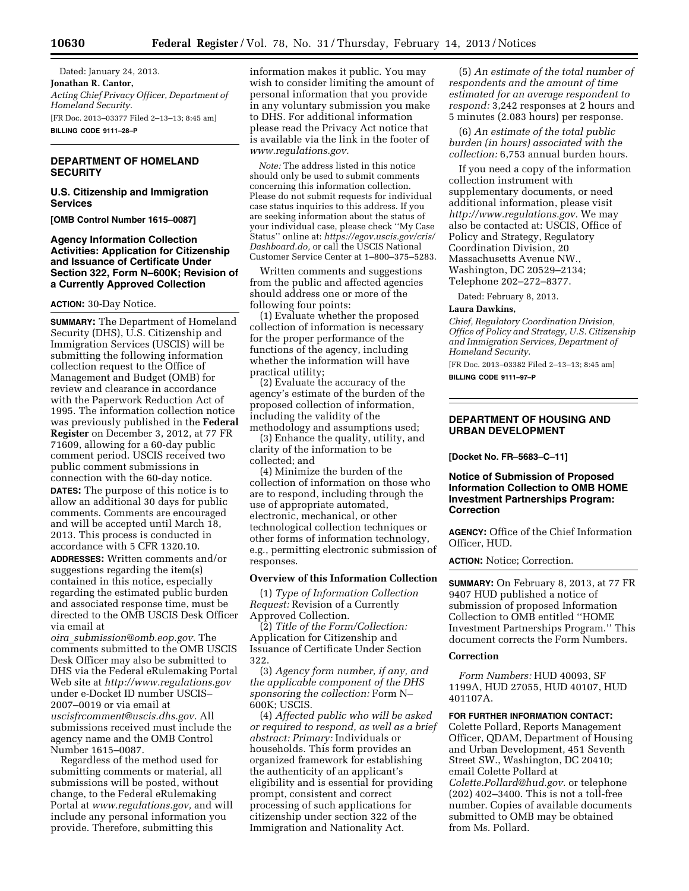Dated: January 24, 2013.

**Jonathan R. Cantor,**

*Acting Chief Privacy Officer, Department of Homeland Security.*

[FR Doc. 2013–03377 Filed 2–13–13; 8:45 am]

**BILLING CODE 9111–28–P**

## DEPARTMENT OF HOMELAND SECURITY

### U.S. Citizenship and Immigration Services

**[OMB Control Number 1615–0087]**

### Agency Information Collection Activities: Application for Citizenship and Issuance of Certificate Under Section 322, Form N–600K; Revision of a Currently Approved Collection

**ACTION:** 30-Day Notice.

**SUMMARY:** The Department of Homeland Security (DHS), U.S. Citizenship and Immigration Services (USCIS) will be submitting the following information collection request to the Office of Management and Budget (OMB) for review and clearance in accordance with the Paperwork Reduction Act of 1995. The information collection notice was previously published in the **Federal Register** on December 3, 2012, at 77 FR 71609, allowing for a 60-day public comment period. USCIS received two public comment submissions in connection with the 60-day notice.

**DATES:** The purpose of this notice is to allow an additional 30 days for public comments. Comments are encouraged and will be accepted until March 18, 2013. This process is conducted in accordance with 5 CFR 1320.10.

**ADDRESSES:** Written comments and/or suggestions regarding the item(s) contained in this notice, especially regarding the estimated public burden and associated response time, must be directed to the OMB USCIS Desk Officer via email at *oira_submission@omb.eop.gov.* The comments submitted to the OMB USCIS Desk Officer may also be submitted to DHS via the Federal eRulemaking Portal Web site at *http://www.regulations.gov* under e-Docket ID number USCIS–2007–0019 or via email at *uscisfrcomment@uscis.dhs.gov.* All submissions received must include the agency name and the OMB Control Number 1615–0087.

Regardless of the method used for submitting comments or material, all submissions will be posted, without change, to the Federal eRulemaking Portal at *www.regulations.gov,* and will include any personal information you provide. Therefore, submitting this information makes it public. You may wish to consider limiting the amount of personal information that you provide in any voluntary submission you make to DHS. For additional information please read the Privacy Act notice that is available via the link in the footer of *www.regulations.gov.*

*Note:* The address listed in this notice should only be used to submit comments concerning this information collection. Please do not submit requests for individual case status inquiries to this address. If you are seeking information about the status of your individual case, please check ''My Case Status'' online at: *https://egov.uscis.gov/cris/Dashboard.do,* or call the USCIS National Customer Service Center at 1–800–375–5283.

Written comments and suggestions from the public and affected agencies should address one or more of the following four points:

(1) Evaluate whether the proposed collection of information is necessary for the proper performance of the functions of the agency, including whether the information will have practical utility;

(2) Evaluate the accuracy of the agency's estimate of the burden of the proposed collection of information, including the validity of the methodology and assumptions used;

(3) Enhance the quality, utility, and clarity of the information to be collected; and

(4) Minimize the burden of the collection of information on those who are to respond, including through the use of appropriate automated, electronic, mechanical, or other technological collection techniques or other forms of information technology, e.g., permitting electronic submission of responses.

#### Overview of this Information Collection

(1) *Type of Information Collection Request:* Revision of a Currently Approved Collection.

(2) *Title of the Form/Collection:* Application for Citizenship and Issuance of Certificate Under Section 322.

(3) *Agency form number, if any, and the applicable component of the DHS sponsoring the collection:* Form N–600K; USCIS.

(4) *Affected public who will be asked or required to respond, as well as a brief abstract: Primary:* Individuals or households. This form provides an organized framework for establishing the authenticity of an applicant's eligibility and is essential for providing prompt, consistent and correct processing of such applications for citizenship under section 322 of the Immigration and Nationality Act.

(5) *An estimate of the total number of respondents and the amount of time estimated for an average respondent to respond:* 3,242 responses at 2 hours and 5 minutes (2.083 hours) per response.

(6) *An estimate of the total public burden (in hours) associated with the collection:* 6,753 annual burden hours.

If you need a copy of the information collection instrument with supplementary documents, or need additional information, please visit *http://www.regulations.gov.* We may also be contacted at: USCIS, Office of Policy and Strategy, Regulatory Coordination Division, 20 Massachusetts Avenue NW., Washington, DC 20529–2134; Telephone 202–272–8377.

Dated: February 8, 2013.

**Laura Dawkins,**

*Chief, Regulatory Coordination Division, Office of Policy and Strategy, U.S. Citizenship and Immigration Services, Department of Homeland Security.*

[FR Doc. 2013–03382 Filed 2–13–13; 8:45 am]

**BILLING CODE 9111–97–P**

## DEPARTMENT OF HOUSING AND URBAN DEVELOPMENT

**[Docket No. FR–5683–C–11]**

### Notice of Submission of Proposed Information Collection to OMB HOME Investment Partnerships Program: Correction

**AGENCY:** Office of the Chief Information Officer, HUD.

**ACTION:** Notice; Correction.

**SUMMARY:** On February 8, 2013, at 77 FR 9407 HUD published a notice of submission of proposed Information Collection to OMB entitled ''HOME Investment Partnerships Program.'' This document corrects the Form Numbers.

#### Correction

*Form Numbers:* HUD 40093, SF 1199A, HUD 27055, HUD 40107, HUD 401107A.

**FOR FURTHER INFORMATION CONTACT:** Colette Pollard, Reports Management Officer, QDAM, Department of Housing and Urban Development, 451 Seventh Street SW., Washington, DC 20410; email Colette Pollard at *Colette.Pollard@hud.gov.* or telephone (202) 402–3400. This is not a toll-free number. Copies of available documents submitted to OMB may be obtained from Ms. Pollard.